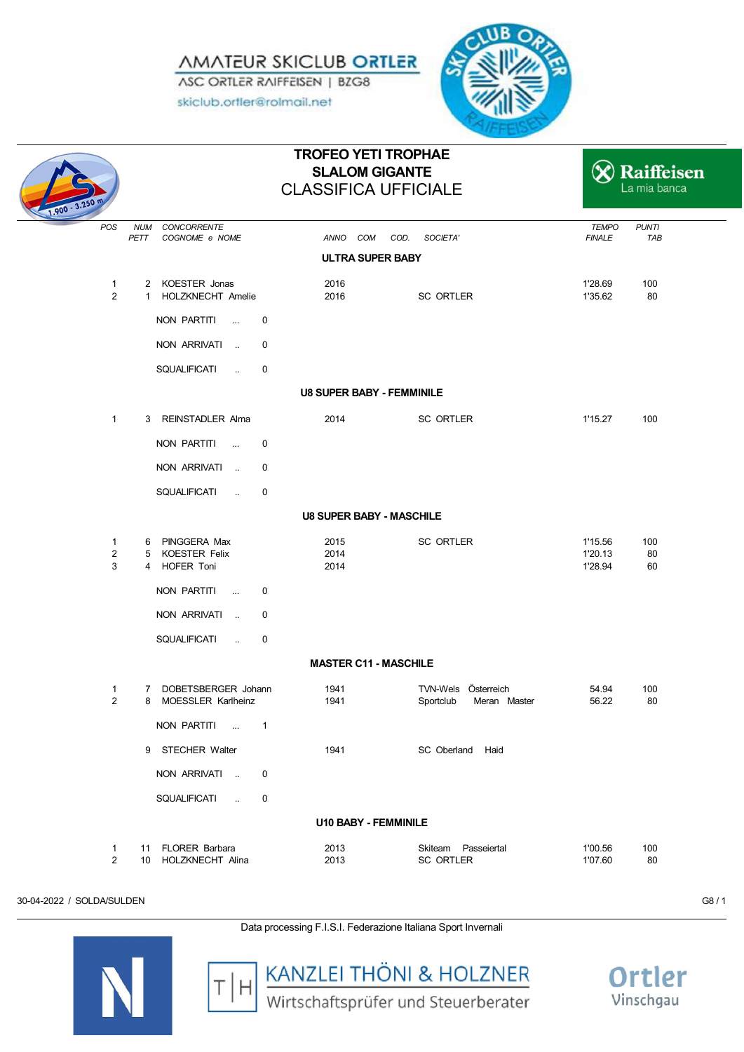AMATEUR SKICLUB ORTLER
ASC ORTLER RAIFFEISEN | BZG8
skiclub.ortler@rolmail.net

# TROFEO YETI TROPHAE
## SLALOM GIGANTE
## CLASSIFICA UFFICIALE

| POS | NUM PETT | CONCORRENTE COGNOME e NOME | ANNO | COM | COD. | SOCIETA' | TEMPO FINALE | PUNTI TAB |
|---|---|---|---|---|---|---|---|---|
| | | **ULTRA SUPER BABY** | | | | | | |
| 1 | 2 | KOESTER Jonas | 2016 | | | | 1'28.69 | 100 |
| 2 | 1 | HOLZKNECHT Amelie | 2016 | | | SC ORTLER | 1'35.62 | 80 |
| | | NON PARTITI ... 0 | | | | | | |
| | | NON ARRIVATI .. 0 | | | | | | |
| | | SQUALIFICATI .. 0 | | | | | | |
| | | **U8 SUPER BABY - FEMMINILE** | | | | | | |
| 1 | 3 | REINSTADLER Alma | 2014 | | | SC ORTLER | 1'15.27 | 100 |
| | | NON PARTITI ... 0 | | | | | | |
| | | NON ARRIVATI .. 0 | | | | | | |
| | | SQUALIFICATI .. 0 | | | | | | |
| | | **U8 SUPER BABY - MASCHILE** | | | | | | |
| 1 | 6 | PINGGERA Max | 2015 | | | SC ORTLER | 1'15.56 | 100 |
| 2 | 5 | KOESTER Felix | 2014 | | | | 1'20.13 | 80 |
| 3 | 4 | HOFER Toni | 2014 | | | | 1'28.94 | 60 |
| | | NON PARTITI ... 0 | | | | | | |
| | | NON ARRIVATI .. 0 | | | | | | |
| | | SQUALIFICATI .. 0 | | | | | | |
| | | **MASTER C11 - MASCHILE** | | | | | | |
| 1 | 7 | DOBETSBERGER Johann | 1941 | | | TVN-Wels Österreich | 54.94 | 100 |
| 2 | 8 | MOESSLER Karlheinz | 1941 | | | Sportclub Meran Master | 56.22 | 80 |
| | | NON PARTITI ... 1 | | | | | | |
| | 9 | STECHER Walter | 1941 | | | SC Oberland Haid | | |
| | | NON ARRIVATI .. 0 | | | | | | |
| | | SQUALIFICATI .. 0 | | | | | | |
| | | **U10 BABY - FEMMINILE** | | | | | | |
| 1 | 11 | FLORER Barbara | 2013 | | | Skiteam Passeiertal | 1'00.56 | 100 |
| 2 | 10 | HOLZKNECHT Alina | 2013 | | | SC ORTLER | 1'07.60 | 80 |

30-04-2022 / SOLDA/SULDEN

Data processing F.I.S.I. Federazione Italiana Sport Invernali

KANZLEI THÖNI & HOLZNER
Wirtschaftsprüfer und Steuerberater

Ortler Vinschgau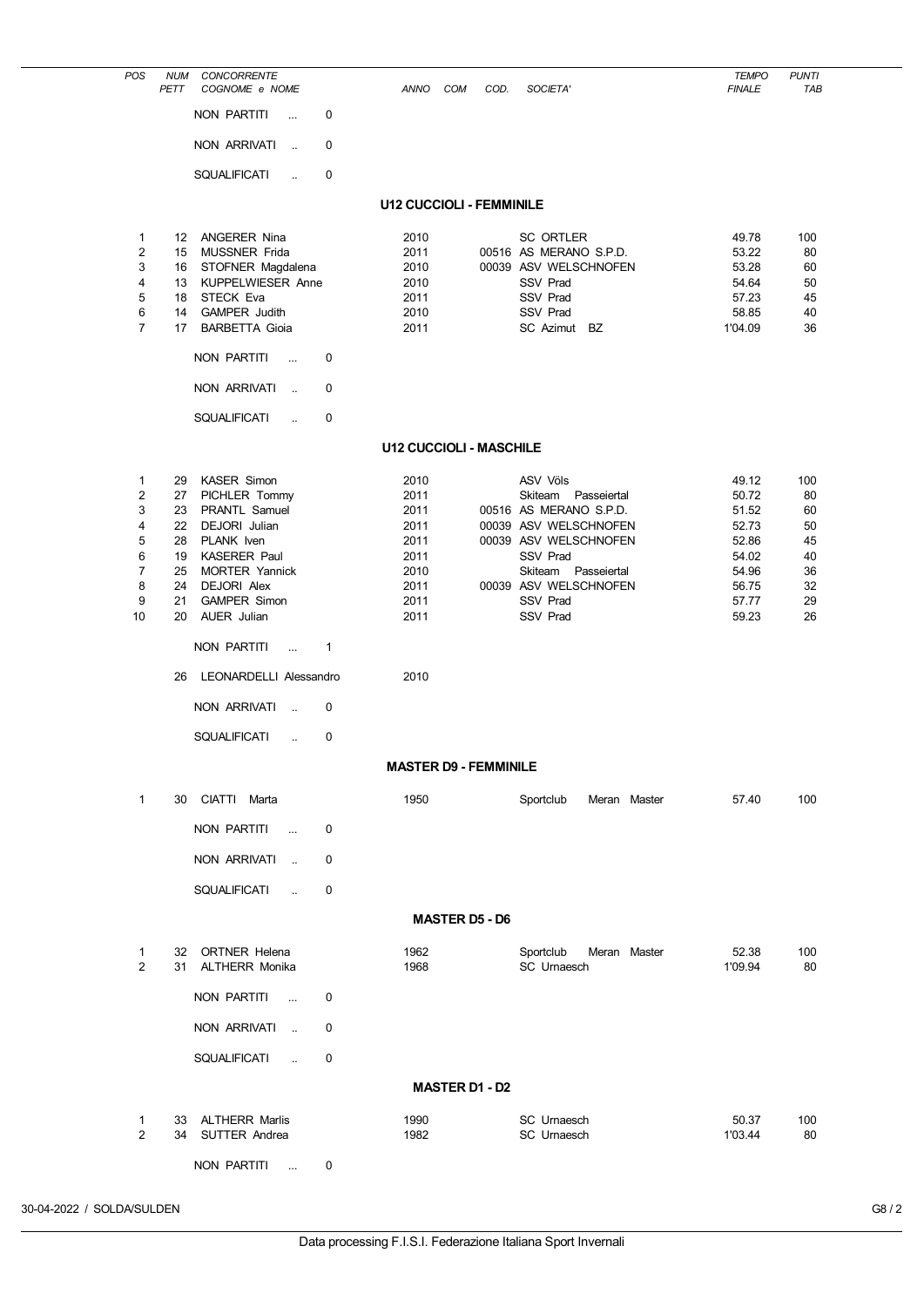| POS | NUM PETT | CONCORRENTE COGNOME e NOME | ANNO | COM | COD. | SOCIETA' | TEMPO FINALE | PUNTI TAB |
|---|---|---|---|---|---|---|---|---|

NON PARTITI ... 0

NON ARRIVATI .. 0

SQUALIFICATI .. 0

### U12 CUCCIOLI - FEMMINILE

| POS | NUM PETT | COGNOME e NOME | ANNO | COM | COD. | SOCIETA' | TEMPO FINALE | PUNTI TAB |
|---|---|---|---|---|---|---|---|---|
| 1 | 12 | ANGERER Nina | 2010 | | | SC ORTLER | 49.78 | 100 |
| 2 | 15 | MUSSNER Frida | 2011 | | 00516 | AS MERANO S.P.D. | 53.22 | 80 |
| 3 | 16 | STOFNER Magdalena | 2010 | | 00039 | ASV WELSCHNOFEN | 53.28 | 60 |
| 4 | 13 | KUPPELWIESER Anne | 2010 | | | SSV Prad | 54.64 | 50 |
| 5 | 18 | STECK Eva | 2011 | | | SSV Prad | 57.23 | 45 |
| 6 | 14 | GAMPER Judith | 2010 | | | SSV Prad | 58.85 | 40 |
| 7 | 17 | BARBETTA Gioia | 2011 | | | SC Azimut BZ | 1'04.09 | 36 |

NON PARTITI ... 0

NON ARRIVATI .. 0

SQUALIFICATI .. 0

### U12 CUCCIOLI - MASCHILE

| POS | NUM PETT | COGNOME e NOME | ANNO | COM | COD. | SOCIETA' | TEMPO FINALE | PUNTI TAB |
|---|---|---|---|---|---|---|---|---|
| 1 | 29 | KASER Simon | 2010 | | | ASV Völs | 49.12 | 100 |
| 2 | 27 | PICHLER Tommy | 2011 | | | Skiteam Passeiertal | 50.72 | 80 |
| 3 | 23 | PRANTL Samuel | 2011 | | 00516 | AS MERANO S.P.D. | 51.52 | 60 |
| 4 | 22 | DEJORI Julian | 2011 | | 00039 | ASV WELSCHNOFEN | 52.73 | 50 |
| 5 | 28 | PLANK Iven | 2011 | | 00039 | ASV WELSCHNOFEN | 52.86 | 45 |
| 6 | 19 | KASERER Paul | 2011 | | | SSV Prad | 54.02 | 40 |
| 7 | 25 | MORTER Yannick | 2010 | | | Skiteam Passeiertal | 54.96 | 36 |
| 8 | 24 | DEJORI Alex | 2011 | | 00039 | ASV WELSCHNOFEN | 56.75 | 32 |
| 9 | 21 | GAMPER Simon | 2011 | | | SSV Prad | 57.77 | 29 |
| 10 | 20 | AUER Julian | 2011 | | | SSV Prad | 59.23 | 26 |

NON PARTITI ... 1

| | 26 | LEONARDELLI Alessandro | 2010 | | | | | |
|---|---|---|---|---|---|---|---|---|

NON ARRIVATI .. 0

SQUALIFICATI .. 0

### MASTER D9 - FEMMINILE

| POS | NUM PETT | COGNOME e NOME | ANNO | COM | COD. | SOCIETA' | TEMPO FINALE | PUNTI TAB |
|---|---|---|---|---|---|---|---|---|
| 1 | 30 | CIATTI Marta | 1950 | | | Sportclub Meran Master | 57.40 | 100 |

NON PARTITI ... 0

NON ARRIVATI .. 0

SQUALIFICATI .. 0

### MASTER D5 - D6

| POS | NUM PETT | COGNOME e NOME | ANNO | COM | COD. | SOCIETA' | TEMPO FINALE | PUNTI TAB |
|---|---|---|---|---|---|---|---|---|
| 1 | 32 | ORTNER Helena | 1962 | | | Sportclub Meran Master | 52.38 | 100 |
| 2 | 31 | ALTHERR Monika | 1968 | | | SC Urnaesch | 1'09.94 | 80 |

NON PARTITI ... 0

NON ARRIVATI .. 0

SQUALIFICATI .. 0

### MASTER D1 - D2

| POS | NUM PETT | COGNOME e NOME | ANNO | COM | COD. | SOCIETA' | TEMPO FINALE | PUNTI TAB |
|---|---|---|---|---|---|---|---|---|
| 1 | 33 | ALTHERR Marlis | 1990 | | | SC Urnaesch | 50.37 | 100 |
| 2 | 34 | SUTTER Andrea | 1982 | | | SC Urnaesch | 1'03.44 | 80 |

NON PARTITI ... 0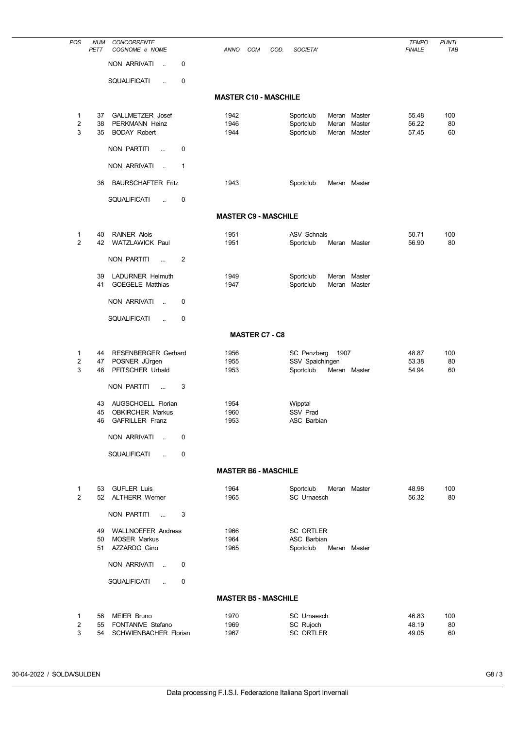| POS | NUM PETT | CONCORRENTE COGNOME e NOME | ANNO | COM | COD. | SOCIETA' | TEMPO FINALE | PUNTI TAB |
|---|---|---|---|---|---|---|---|---|
| | | NON ARRIVATI .. 0 | | | | | | |
| | | SQUALIFICATI .. 0 | | | | | | |

## MASTER C10 - MASCHILE

| POS | NUM PETT | CONCORRENTE COGNOME e NOME | ANNO | COM | COD. | SOCIETA' | TEMPO FINALE | PUNTI TAB |
|---|---|---|---|---|---|---|---|---|
| 1 | 37 | GALLMETZER Josef | 1942 | | | Sportclub Meran Master | 55.48 | 100 |
| 2 | 38 | PERKMANN Heinz | 1946 | | | Sportclub Meran Master | 56.22 | 80 |
| 3 | 35 | BODAY Robert | 1944 | | | Sportclub Meran Master | 57.45 | 60 |
| | | NON PARTITI ... 0 | | | | | | |
| | | NON ARRIVATI .. 1 | | | | | | |
| | 36 | BAURSCHAFTER Fritz | 1943 | | | Sportclub Meran Master | | |
| | | SQUALIFICATI .. 0 | | | | | | |

## MASTER C9 - MASCHILE

| POS | NUM PETT | CONCORRENTE COGNOME e NOME | ANNO | COM | COD. | SOCIETA' | TEMPO FINALE | PUNTI TAB |
|---|---|---|---|---|---|---|---|---|
| 1 | 40 | RAINER Alois | 1951 | | | ASV Schnals | 50.71 | 100 |
| 2 | 42 | WATZLAWICK Paul | 1951 | | | Sportclub Meran Master | 56.90 | 80 |
| | | NON PARTITI ... 2 | | | | | | |
| | 39 | LADURNER Helmuth | 1949 | | | Sportclub Meran Master | | |
| | 41 | GOEGELE Matthias | 1947 | | | Sportclub Meran Master | | |
| | | NON ARRIVATI .. 0 | | | | | | |
| | | SQUALIFICATI .. 0 | | | | | | |

## MASTER C7 - C8

| POS | NUM PETT | CONCORRENTE COGNOME e NOME | ANNO | COM | COD. | SOCIETA' | TEMPO FINALE | PUNTI TAB |
|---|---|---|---|---|---|---|---|---|
| 1 | 44 | RESENBERGER Gerhard | 1956 | | | SC Penzberg 1907 | 48.87 | 100 |
| 2 | 47 | POSNER JÜrgen | 1955 | | | SSV Spaichingen | 53.38 | 80 |
| 3 | 48 | PFITSCHER Urbald | 1953 | | | Sportclub Meran Master | 54.94 | 60 |
| | | NON PARTITI ... 3 | | | | | | |
| | 43 | AUGSCHOELL Florian | 1954 | | | Wipptal | | |
| | 45 | OBKIRCHER Markus | 1960 | | | SSV Prad | | |
| | 46 | GAFRILLER Franz | 1953 | | | ASC Barbian | | |
| | | NON ARRIVATI .. 0 | | | | | | |
| | | SQUALIFICATI .. 0 | | | | | | |

## MASTER B6 - MASCHILE

| POS | NUM PETT | CONCORRENTE COGNOME e NOME | ANNO | COM | COD. | SOCIETA' | TEMPO FINALE | PUNTI TAB |
|---|---|---|---|---|---|---|---|---|
| 1 | 53 | GUFLER Luis | 1964 | | | Sportclub Meran Master | 48.98 | 100 |
| 2 | 52 | ALTHERR Werner | 1965 | | | SC Urnaesch | 56.32 | 80 |
| | | NON PARTITI ... 3 | | | | | | |
| | 49 | WALLNOEFER Andreas | 1966 | | | SC ORTLER | | |
| | 50 | MOSER Markus | 1964 | | | ASC Barbian | | |
| | 51 | AZZARDO Gino | 1965 | | | Sportclub Meran Master | | |
| | | NON ARRIVATI .. 0 | | | | | | |
| | | SQUALIFICATI .. 0 | | | | | | |

## MASTER B5 - MASCHILE

| POS | NUM PETT | CONCORRENTE COGNOME e NOME | ANNO | COM | COD. | SOCIETA' | TEMPO FINALE | PUNTI TAB |
|---|---|---|---|---|---|---|---|---|
| 1 | 56 | MEIER Bruno | 1970 | | | SC Urnaesch | 46.83 | 100 |
| 2 | 55 | FONTANIVE Stefano | 1969 | | | SC Rujoch | 48.19 | 80 |
| 3 | 54 | SCHWIENBACHER Florian | 1967 | | | SC ORTLER | 49.05 | 60 |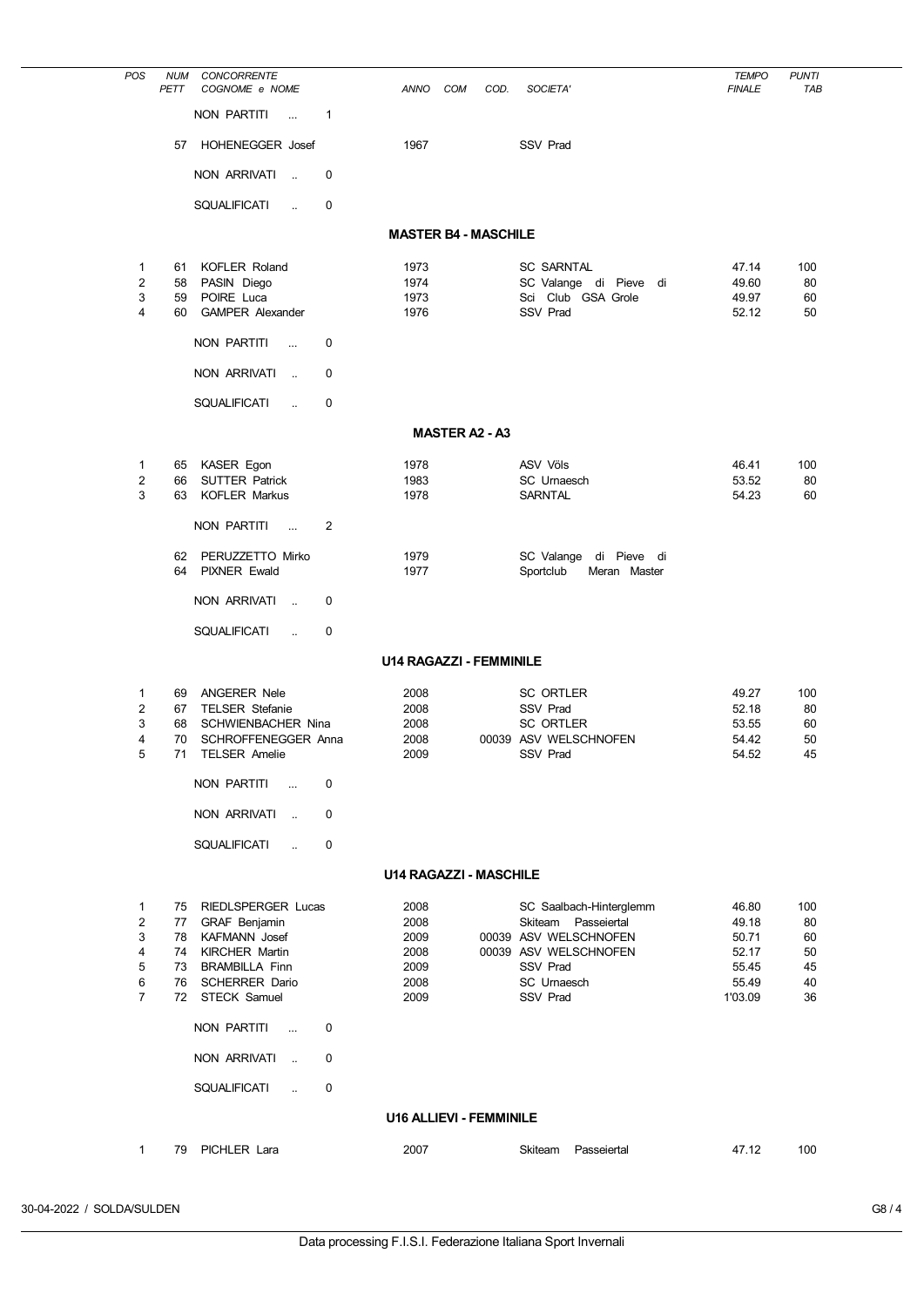| POS | NUM PETT | CONCORRENTE COGNOME e NOME | ANNO | COM | COD. | SOCIETA' | TEMPO FINALE | PUNTI TAB |
|---|---|---|---|---|---|---|---|---|
| | | NON PARTITI ... 1 | | | | | | |
| | 57 | HOHENEGGER Josef | 1967 | | | SSV Prad | | |
| | | NON ARRIVATI .. 0 | | | | | | |
| | | SQUALIFICATI .. 0 | | | | | | |

### MASTER B4 - MASCHILE

| POS | NUM PETT | CONCORRENTE COGNOME e NOME | ANNO | COM | COD. | SOCIETA' | TEMPO FINALE | PUNTI TAB |
|---|---|---|---|---|---|---|---|---|
| 1 | 61 | KOFLER Roland | 1973 | | | SC SARNTAL | 47.14 | 100 |
| 2 | 58 | PASIN Diego | 1974 | | | SC Valange di Pieve di | 49.60 | 80 |
| 3 | 59 | POIRE Luca | 1973 | | | Sci Club GSA Grole | 49.97 | 60 |
| 4 | 60 | GAMPER Alexander | 1976 | | | SSV Prad | 52.12 | 50 |
| | | NON PARTITI ... 0 | | | | | | |
| | | NON ARRIVATI .. 0 | | | | | | |
| | | SQUALIFICATI .. 0 | | | | | | |

### MASTER A2 - A3

| POS | NUM PETT | CONCORRENTE COGNOME e NOME | ANNO | COM | COD. | SOCIETA' | TEMPO FINALE | PUNTI TAB |
|---|---|---|---|---|---|---|---|---|
| 1 | 65 | KASER Egon | 1978 | | | ASV Völs | 46.41 | 100 |
| 2 | 66 | SUTTER Patrick | 1983 | | | SC Urnaesch | 53.52 | 80 |
| 3 | 63 | KOFLER Markus | 1978 | | | SARNTAL | 54.23 | 60 |
| | | NON PARTITI ... 2 | | | | | | |
| | 62 | PERUZZETTO Mirko | 1979 | | | SC Valange di Pieve di | | |
| | 64 | PIXNER Ewald | 1977 | | | Sportclub Meran Master | | |
| | | NON ARRIVATI .. 0 | | | | | | |
| | | SQUALIFICATI .. 0 | | | | | | |

### U14 RAGAZZI - FEMMINILE

| POS | NUM PETT | CONCORRENTE COGNOME e NOME | ANNO | COM | COD. | SOCIETA' | TEMPO FINALE | PUNTI TAB |
|---|---|---|---|---|---|---|---|---|
| 1 | 69 | ANGERER Nele | 2008 | | | SC ORTLER | 49.27 | 100 |
| 2 | 67 | TELSER Stefanie | 2008 | | | SSV Prad | 52.18 | 80 |
| 3 | 68 | SCHWIENBACHER Nina | 2008 | | | SC ORTLER | 53.55 | 60 |
| 4 | 70 | SCHROFFENEGGER Anna | 2008 | | 00039 | ASV WELSCHNOFEN | 54.42 | 50 |
| 5 | 71 | TELSER Amelie | 2009 | | | SSV Prad | 54.52 | 45 |
| | | NON PARTITI ... 0 | | | | | | |
| | | NON ARRIVATI .. 0 | | | | | | |
| | | SQUALIFICATI .. 0 | | | | | | |

### U14 RAGAZZI - MASCHILE

| POS | NUM PETT | CONCORRENTE COGNOME e NOME | ANNO | COM | COD. | SOCIETA' | TEMPO FINALE | PUNTI TAB |
|---|---|---|---|---|---|---|---|---|
| 1 | 75 | RIEDLSPERGER Lucas | 2008 | | | SC Saalbach-Hinterglemm | 46.80 | 100 |
| 2 | 77 | GRAF Benjamin | 2008 | | | Skiteam Passeiertal | 49.18 | 80 |
| 3 | 78 | KAFMANN Josef | 2009 | | 00039 | ASV WELSCHNOFEN | 50.71 | 60 |
| 4 | 74 | KIRCHER Martin | 2008 | | 00039 | ASV WELSCHNOFEN | 52.17 | 50 |
| 5 | 73 | BRAMBILLA Finn | 2009 | | | SSV Prad | 55.45 | 45 |
| 6 | 76 | SCHERRER Dario | 2008 | | | SC Urnaesch | 55.49 | 40 |
| 7 | 72 | STECK Samuel | 2009 | | | SSV Prad | 1'03.09 | 36 |
| | | NON PARTITI ... 0 | | | | | | |
| | | NON ARRIVATI .. 0 | | | | | | |
| | | SQUALIFICATI .. 0 | | | | | | |

### U16 ALLIEVI - FEMMINILE

| POS | NUM PETT | CONCORRENTE COGNOME e NOME | ANNO | COM | COD. | SOCIETA' | TEMPO FINALE | PUNTI TAB |
|---|---|---|---|---|---|---|---|---|
| 1 | 79 | PICHLER Lara | 2007 | | | Skiteam Passeiertal | 47.12 | 100 |

30-04-2022 / SOLDA/SULDEN

Data processing F.I.S.I. Federazione Italiana Sport Invernali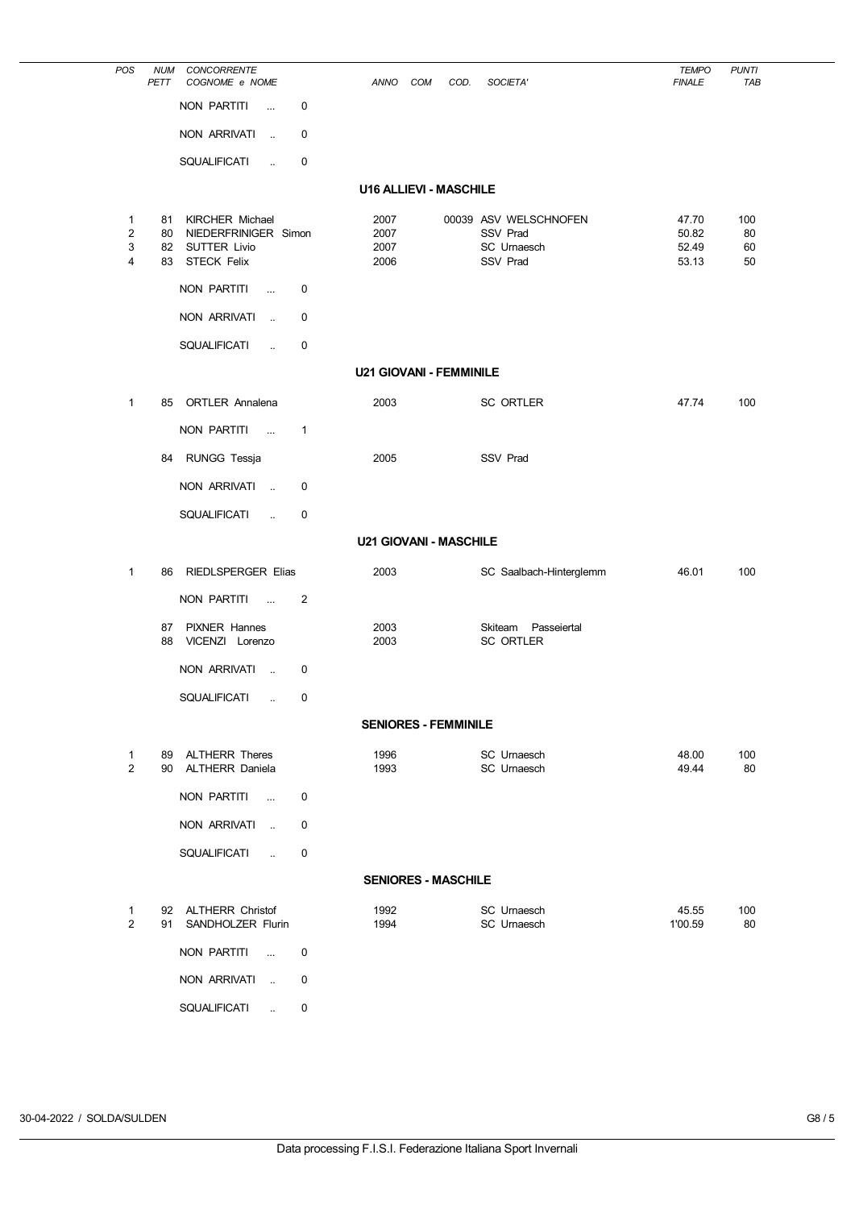| POS | NUM PETT | CONCORRENTE COGNOME e NOME | ANNO | COM | COD. | SOCIETA' | TEMPO FINALE | PUNTI TAB |
|---|---|---|---|---|---|---|---|---|
| | | NON PARTITI ... 0 | | | | | | |
| | | NON ARRIVATI .. 0 | | | | | | |
| | | SQUALIFICATI .. 0 | | | | | | |

### U16 ALLIEVI - MASCHILE

| POS | NUM PETT | CONCORRENTE COGNOME e NOME | ANNO | COM | COD. | SOCIETA' | TEMPO FINALE | PUNTI TAB |
|---|---|---|---|---|---|---|---|---|
| 1 | 81 | KIRCHER Michael | 2007 | | 00039 | ASV WELSCHNOFEN | 47.70 | 100 |
| 2 | 80 | NIEDERFRINIGER Simon | 2007 | | | SSV Prad | 50.82 | 80 |
| 3 | 82 | SUTTER Livio | 2007 | | | SC Urnaesch | 52.49 | 60 |
| 4 | 83 | STECK Felix | 2006 | | | SSV Prad | 53.13 | 50 |
| | | NON PARTITI ... 0 | | | | | | |
| | | NON ARRIVATI .. 0 | | | | | | |
| | | SQUALIFICATI .. 0 | | | | | | |

### U21 GIOVANI - FEMMINILE

| POS | NUM PETT | CONCORRENTE COGNOME e NOME | ANNO | COM | COD. | SOCIETA' | TEMPO FINALE | PUNTI TAB |
|---|---|---|---|---|---|---|---|---|
| 1 | 85 | ORTLER Annalena | 2003 | | | SC ORTLER | 47.74 | 100 |
| | | NON PARTITI ... 1 | | | | | | |
| | 84 | RUNGG Tessja | 2005 | | | SSV Prad | | |
| | | NON ARRIVATI .. 0 | | | | | | |
| | | SQUALIFICATI .. 0 | | | | | | |

### U21 GIOVANI - MASCHILE

| POS | NUM PETT | CONCORRENTE COGNOME e NOME | ANNO | COM | COD. | SOCIETA' | TEMPO FINALE | PUNTI TAB |
|---|---|---|---|---|---|---|---|---|
| 1 | 86 | RIEDLSPERGER Elias | 2003 | | | SC Saalbach-Hinterglemm | 46.01 | 100 |
| | | NON PARTITI ... 2 | | | | | | |
| | 87 | PIXNER Hannes | 2003 | | | Skiteam Passeiertal | | |
| | 88 | VICENZI Lorenzo | 2003 | | | SC ORTLER | | |
| | | NON ARRIVATI .. 0 | | | | | | |
| | | SQUALIFICATI .. 0 | | | | | | |

### SENIORES - FEMMINILE

| POS | NUM PETT | CONCORRENTE COGNOME e NOME | ANNO | COM | COD. | SOCIETA' | TEMPO FINALE | PUNTI TAB |
|---|---|---|---|---|---|---|---|---|
| 1 | 89 | ALTHERR Theres | 1996 | | | SC Urnaesch | 48.00 | 100 |
| 2 | 90 | ALTHERR Daniela | 1993 | | | SC Urnaesch | 49.44 | 80 |
| | | NON PARTITI ... 0 | | | | | | |
| | | NON ARRIVATI .. 0 | | | | | | |
| | | SQUALIFICATI .. 0 | | | | | | |

### SENIORES - MASCHILE

| POS | NUM PETT | CONCORRENTE COGNOME e NOME | ANNO | COM | COD. | SOCIETA' | TEMPO FINALE | PUNTI TAB |
|---|---|---|---|---|---|---|---|---|
| 1 | 92 | ALTHERR Christof | 1992 | | | SC Urnaesch | 45.55 | 100 |
| 2 | 91 | SANDHOLZER Flurin | 1994 | | | SC Urnaesch | 1'00.59 | 80 |
| | | NON PARTITI ... 0 | | | | | | |
| | | NON ARRIVATI .. 0 | | | | | | |
| | | SQUALIFICATI .. 0 | | | | | | |

30-04-2022 / SOLDA/SULDEN

Data processing F.I.S.I. Federazione Italiana Sport Invernali